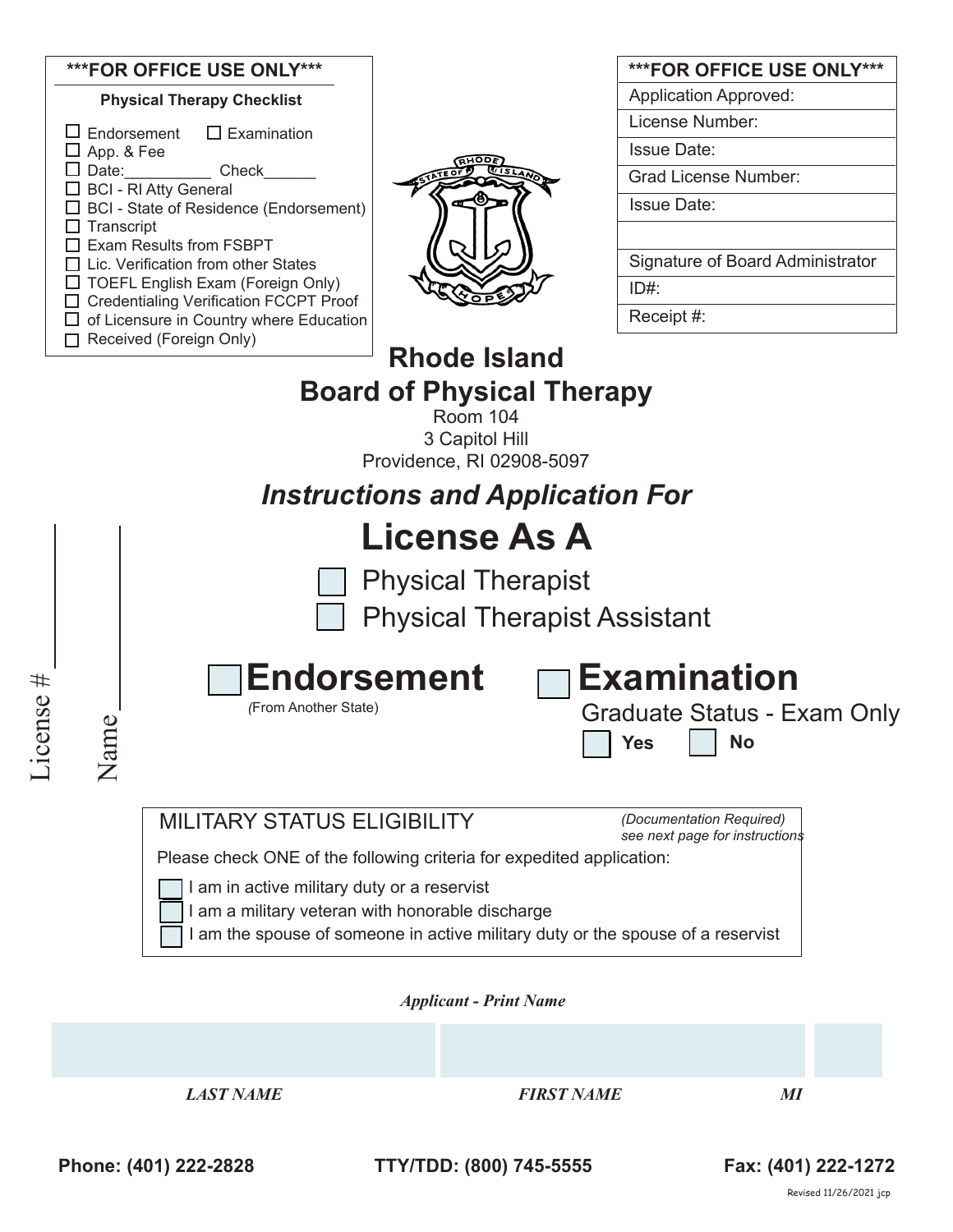**\*\*\*FOR OFFICE USE ONLY\*\*\***

**Physical Therapy Checklist**

- ☐ Endorsement ☐ Examination
- ☐ App. & Fee
- ☐ Date:__________ Check______
- ☐ BCI - RI Atty General
- ☐ BCI - State of Residence (Endorsement)
- ☐ Transcript
- ☐ Exam Results from FSBPT
- ☐ Lic. Verification from other States
- ☐ TOEFL English Exam (Foreign Only)
- ☐ Credentialing Verification FCCPT Proof
- ☐ of Licensure in Country where Education
- ☐ Received (Foreign Only)

| \*\*\*FOR OFFICE USE ONLY\*\*\* |
|---|
| Application Approved: |
| License Number: |
| Issue Date: |
| Grad License Number: |
| Issue Date: |
| |
| Signature of Board Administrator |
| ID#: |
| Receipt #: |

License # ________

Name ________

# Rhode Island Board of Physical Therapy

Room 104
3 Capitol Hill
Providence, RI 02908-5097

## *Instructions and Application For*

# License As A

☐ Physical Therapist

☐ Physical Therapist Assistant

## ☐ Endorsement

*(From Another State)*

## ☐ Examination

Graduate Status - Exam Only

☐ **Yes** ☐ **No**

MILITARY STATUS ELIGIBILITY *(Documentation Required) see next page for instructions*

Please check ONE of the following criteria for expedited application:

- ☐ I am in active military duty or a reservist
- ☐ I am a military veteran with honorable discharge
- ☐ I am the spouse of someone in active military duty or the spouse of a reservist

***Applicant - Print Name***

| | | |
|---|---|---|
| ***LAST NAME*** | ***FIRST NAME*** | ***MI*** |

**Phone: (401) 222-2828** **TTY/TDD: (800) 745-5555** **Fax: (401) 222-1272**

Revised 11/26/2021 jcp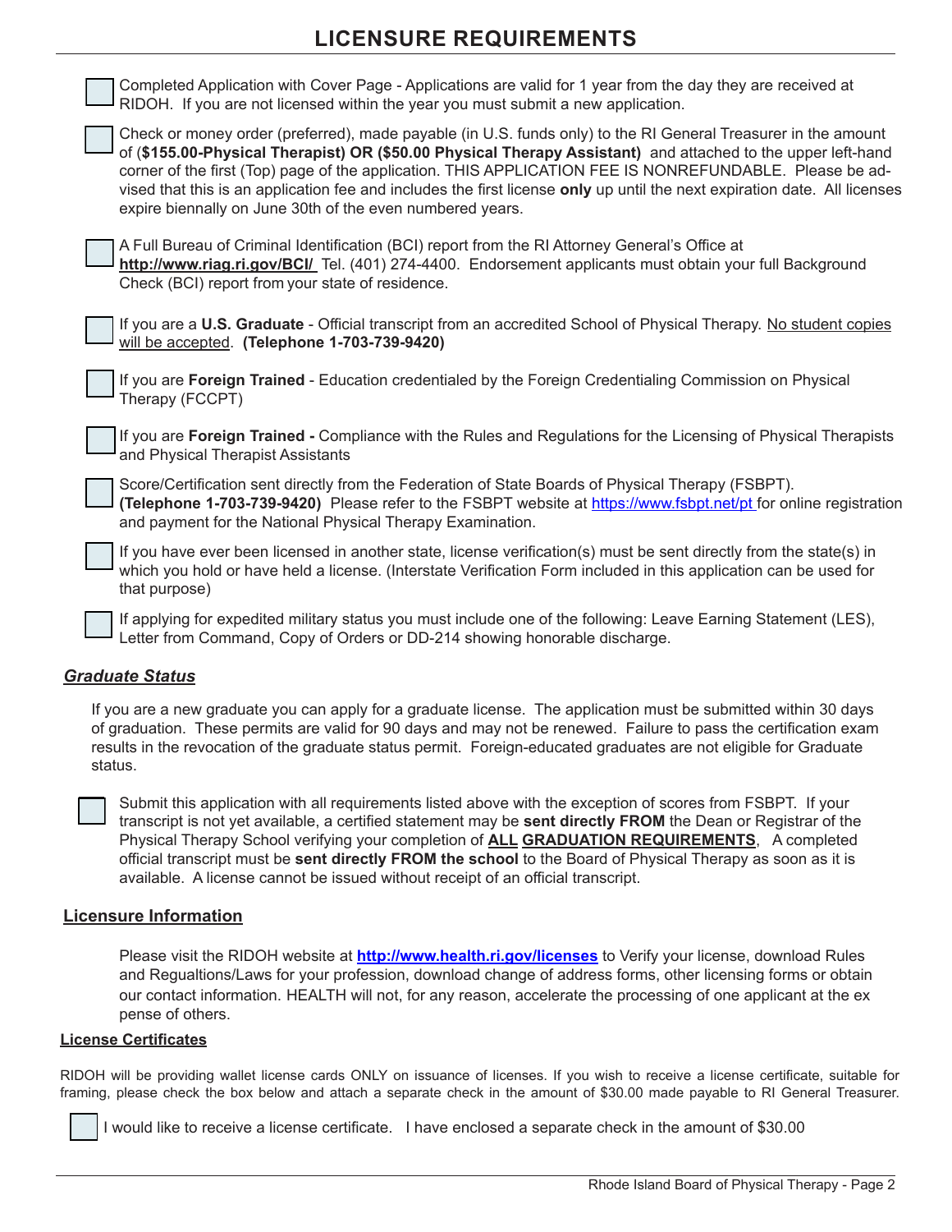# LICENSURE REQUIREMENTS

- ☐ Completed Application with Cover Page - Applications are valid for 1 year from the day they are received at RIDOH. If you are not licensed within the year you must submit a new application.
- ☐ Check or money order (preferred), made payable (in U.S. funds only) to the RI General Treasurer in the amount of (**$155.00-Physical Therapist) OR ($50.00 Physical Therapy Assistant)** and attached to the upper left-hand corner of the first (Top) page of the application. THIS APPLICATION FEE IS NONREFUNDABLE. Please be advised that this is an application fee and includes the first license **only** up until the next expiration date. All licenses expire biennally on June 30th of the even numbered years.
- ☐ A Full Bureau of Criminal Identification (BCI) report from the RI Attorney General's Office at **http://www.riag.ri.gov/BCI/** Tel. (401) 274-4400. Endorsement applicants must obtain your full Background Check (BCI) report from your state of residence.
- ☐ If you are a **U.S. Graduate** - Official transcript from an accredited School of Physical Therapy. No student copies will be accepted. **(Telephone 1-703-739-9420)**
- ☐ If you are **Foreign Trained** - Education credentialed by the Foreign Credentialing Commission on Physical Therapy (FCCPT)
- ☐ If you are **Foreign Trained -** Compliance with the Rules and Regulations for the Licensing of Physical Therapists and Physical Therapist Assistants
- ☐ Score/Certification sent directly from the Federation of State Boards of Physical Therapy (FSBPT). **(Telephone 1-703-739-9420)** Please refer to the FSBPT website at https://www.fsbpt.net/pt for online registration and payment for the National Physical Therapy Examination.
- ☐ If you have ever been licensed in another state, license verification(s) must be sent directly from the state(s) in which you hold or have held a license. (Interstate Verification Form included in this application can be used for that purpose)
- ☐ If applying for expedited military status you must include one of the following: Leave Earning Statement (LES), Letter from Command, Copy of Orders or DD-214 showing honorable discharge.

## ***Graduate Status***

If you are a new graduate you can apply for a graduate license. The application must be submitted within 30 days of graduation. These permits are valid for 90 days and may not be renewed. Failure to pass the certification exam results in the revocation of the graduate status permit. Foreign-educated graduates are not eligible for Graduate status.

- ☐ Submit this application with all requirements listed above with the exception of scores from FSBPT. If your transcript is not yet available, a certified statement may be **sent directly FROM** the Dean or Registrar of the Physical Therapy School verifying your completion of **ALL GRADUATION REQUIREMENTS**, A completed official transcript must be **sent directly FROM the school** to the Board of Physical Therapy as soon as it is available. A license cannot be issued without receipt of an official transcript.

## Licensure Information

Please visit the RIDOH website at **http://www.health.ri.gov/licenses** to Verify your license, download Rules and Regualtions/Laws for your profession, download change of address forms, other licensing forms or obtain our contact information. HEALTH will not, for any reason, accelerate the processing of one applicant at the ex pense of others.

### License Certificates

RIDOH will be providing wallet license cards ONLY on issuance of licenses. If you wish to receive a license certificate, suitable for framing, please check the box below and attach a separate check in the amount of $30.00 made payable to RI General Treasurer.

- ☐ I would like to receive a license certificate. I have enclosed a separate check in the amount of $30.00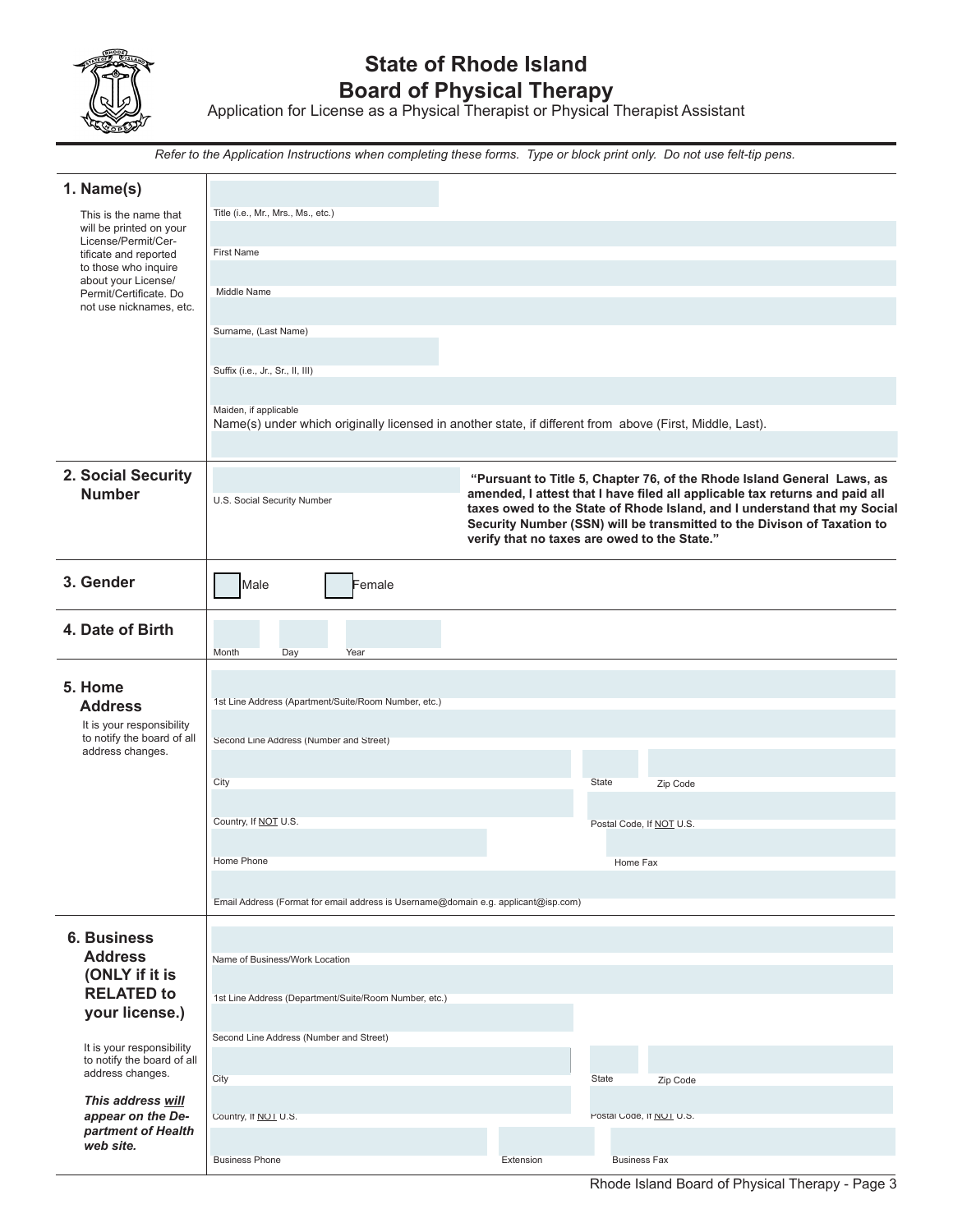# State of Rhode Island
# Board of Physical Therapy

Application for License as a Physical Therapist or Physical Therapist Assistant

*Refer to the Application Instructions when completing these forms. Type or block print only. Do not use felt-tip pens.*

## 1. Name(s)

This is the name that will be printed on your License/Permit/Certificate and reported to those who inquire about your License/Permit/Certificate. Do not use nicknames, etc.

Title (i.e., Mr., Mrs., Ms., etc.)

First Name

Middle Name

Surname, (Last Name)

Suffix (i.e., Jr., Sr., II, III)

Maiden, if applicable

Name(s) under which originally licensed in another state, if different from above (First, Middle, Last).

## 2. Social Security Number

U.S. Social Security Number

**"Pursuant to Title 5, Chapter 76, of the Rhode Island General Laws, as amended, I attest that I have filed all applicable tax returns and paid all taxes owed to the State of Rhode Island, and I understand that my Social Security Number (SSN) will be transmitted to the Divison of Taxation to verify that no taxes are owed to the State."**

## 3. Gender

☐ Male ☐ Female

## 4. Date of Birth

Month | Day | Year

## 5. Home Address

It is your responsibility to notify the board of all address changes.

1st Line Address (Apartment/Suite/Room Number, etc.)

Second Line Address (Number and Street)

City | State | Zip Code

Country, If NOT U.S. | Postal Code, If NOT U.S.

Home Phone | Home Fax

Email Address (Format for email address is Username@domain e.g. applicant@isp.com)

## 6. Business Address (ONLY if it is RELATED to your license.)

It is your responsibility to notify the board of all address changes.

***This address will appear on the Department of Health web site.***

Name of Business/Work Location

1st Line Address (Department/Suite/Room Number, etc.)

Second Line Address (Number and Street)

City | State | Zip Code

Country, If NOT U.S. | Postal Code, If NOT U.S.

Business Phone | Extension | Business Fax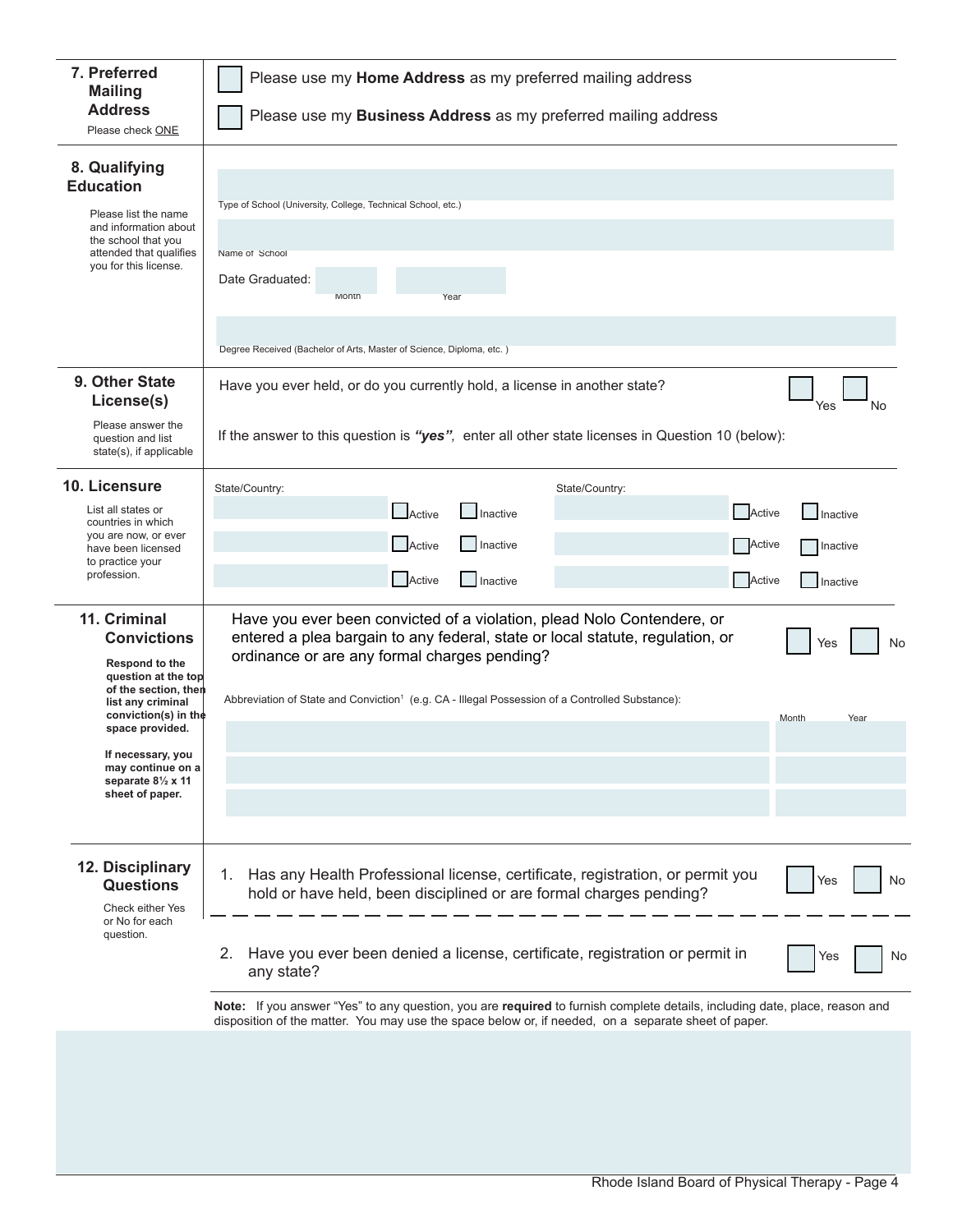**7. Preferred Mailing Address**

Please check ONE

☐ Please use my **Home Address** as my preferred mailing address

☐ Please use my **Business Address** as my preferred mailing address

**8. Qualifying Education**

Please list the name and information about the school that you attended that qualifies you for this license.

Type of School (University, College, Technical School, etc.)

Name of School

Date Graduated: Month Year

Degree Received (Bachelor of Arts, Master of Science, Diploma, etc. )

**9. Other State License(s)**

Please answer the question and list state(s), if applicable

Have you ever held, or do you currently hold, a license in another state? ☐ Yes ☐ No

If the answer to this question is ***"yes"***, enter all other state licenses in Question 10 (below):

**10. Licensure**

List all states or countries in which you are now, or ever have been licensed to practice your profession.

| State/Country: | | | State/Country: | | |
|---|---|---|---|---|---|
| | ☐ Active | ☐ Inactive | | ☐ Active | ☐ Inactive |
| | ☐ Active | ☐ Inactive | | ☐ Active | ☐ Inactive |
| | ☐ Active | ☐ Inactive | | ☐ Active | ☐ Inactive |

**11. Criminal Convictions**

**Respond to the question at the top of the section, then list any criminal conviction(s) in the space provided.**

**If necessary, you may continue on a separate 8½ x 11 sheet of paper.**

Have you ever been convicted of a violation, plead Nolo Contendere, or entered a plea bargain to any federal, state or local statute, regulation, or ordinance or are any formal charges pending? ☐ Yes ☐ No

| Abbreviation of State and Conviction[1] (e.g. CA - Illegal Possession of a Controlled Substance): | Month | Year |
|---|---|---|
| | | |
| | | |
| | | |

**12. Disciplinary Questions**

Check either Yes or No for each question.

1. Has any Health Professional license, certificate, registration, or permit you hold or have held, been disciplined or are formal charges pending? ☐ Yes ☐ No

2. Have you ever been denied a license, certificate, registration or permit in any state? ☐ Yes ☐ No

**Note:** If you answer "Yes" to any question, you are **required** to furnish complete details, including date, place, reason and disposition of the matter. You may use the space below or, if needed, on a separate sheet of paper.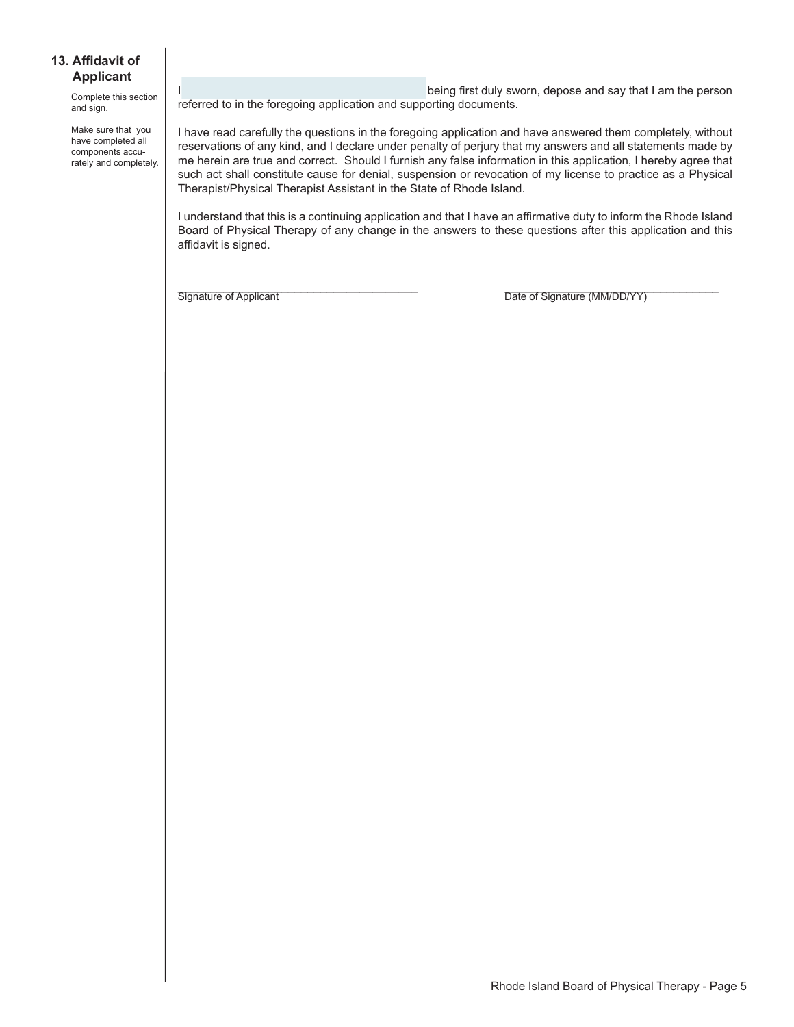## 13. Affidavit of Applicant

Complete this section and sign.

Make sure that you have completed all components accurately and completely.

I ________________________________ being first duly sworn, depose and say that I am the person referred to in the foregoing application and supporting documents.

I have read carefully the questions in the foregoing application and have answered them completely, without reservations of any kind, and I declare under penalty of perjury that my answers and all statements made by me herein are true and correct. Should I furnish any false information in this application, I hereby agree that such act shall constitute cause for denial, suspension or revocation of my license to practice as a Physical Therapist/Physical Therapist Assistant in the State of Rhode Island.

I understand that this is a continuing application and that I have an affirmative duty to inform the Rhode Island Board of Physical Therapy of any change in the answers to these questions after this application and this affidavit is signed.

________________________________
Signature of Applicant

________________________________
Date of Signature (MM/DD/YY)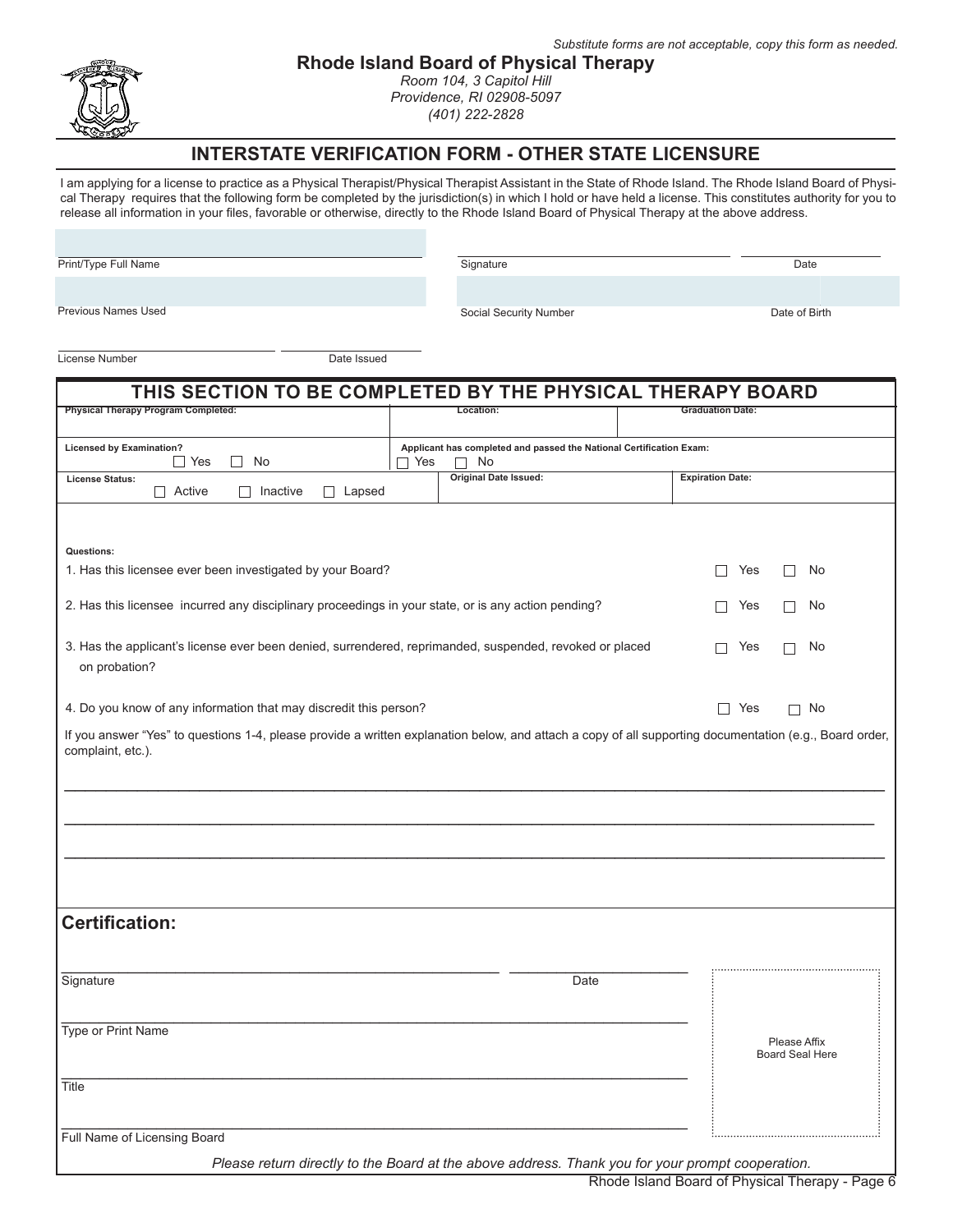*Substitute forms are not acceptable, copy this form as needed.*

# Rhode Island Board of Physical Therapy

*Room 104, 3 Capitol Hill*
*Providence, RI 02908-5097*
*(401) 222-2828*

## INTERSTATE VERIFICATION FORM - OTHER STATE LICENSURE

I am applying for a license to practice as a Physical Therapist/Physical Therapist Assistant in the State of Rhode Island. The Rhode Island Board of Physical Therapy requires that the following form be completed by the jurisdiction(s) in which I hold or have held a license. This constitutes authority for you to release all information in your files, favorable or otherwise, directly to the Rhode Island Board of Physical Therapy at the above address.

Print/Type Full Name ______________________ Signature ______________________ Date __________

Previous Names Used ______________________ Social Security Number ______________________ Date of Birth __________

License Number ______________________ Date Issued __________

## THIS SECTION TO BE COMPLETED BY THE PHYSICAL THERAPY BOARD

| | | |
|---|---|---|
| **Physical Therapy Program Completed:** | **Location:** | **Graduation Date:** |
| **Licensed by Examination?** ☐ Yes ☐ No | **Applicant has completed and passed the National Certification Exam:** ☐ Yes ☐ No | |
| **License Status:** ☐ Active ☐ Inactive ☐ Lapsed | **Original Date Issued:** | **Expiration Date:** |

**Questions:**

1. Has this licensee ever been investigated by your Board? ☐ Yes ☐ No
2. Has this licensee incurred any disciplinary proceedings in your state, or is any action pending? ☐ Yes ☐ No
3. Has the applicant's license ever been denied, surrendered, reprimanded, suspended, revoked or placed on probation? ☐ Yes ☐ No
4. Do you know of any information that may discredit this person? ☐ Yes ☐ No

If you answer "Yes" to questions 1-4, please provide a written explanation below, and attach a copy of all supporting documentation (e.g., Board order, complaint, etc.).

_______________________________________________________________________________

_______________________________________________________________________________

_______________________________________________________________________________

## Certification:

Signature ______________________________ Date __________

Type or Print Name ______________________________

Title ______________________________

Full Name of Licensing Board ______________________________

Please Affix Board Seal Here

*Please return directly to the Board at the above address. Thank you for your prompt cooperation.*